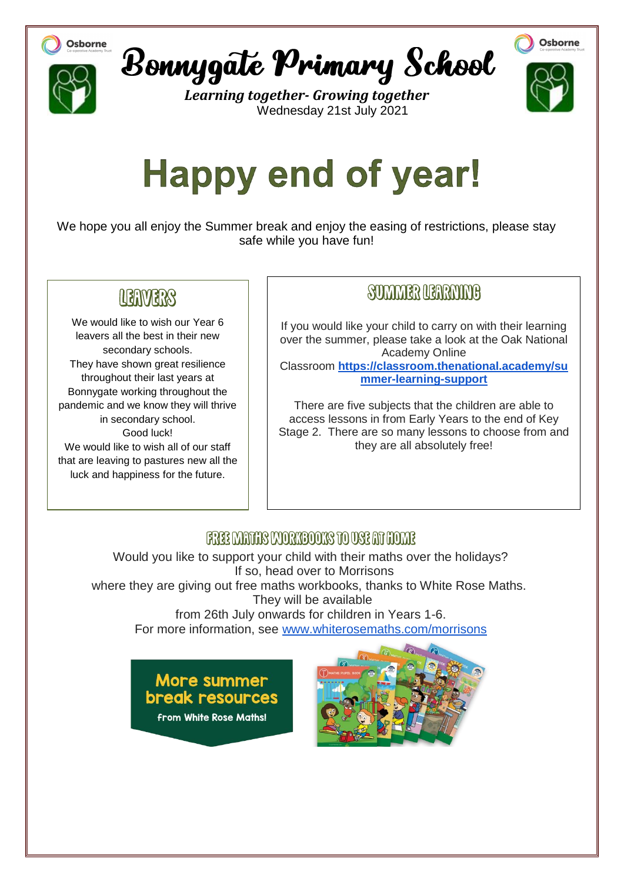# Bonnygate Primary School

***Learning together- Growing together***

Wednesday 21st July 2021

# Happy end of year!

We hope you all enjoy the Summer break and enjoy the easing of restrictions, please stay safe while you have fun!

## LEAVERS

We would like to wish our Year 6 leavers all the best in their new secondary schools.
They have shown great resilience throughout their last years at Bonnygate working throughout the pandemic and we know they will thrive in secondary school.
Good luck!
We would like to wish all of our staff that are leaving to pastures new all the luck and happiness for the future.

## SUMMER LEARNING

If you would like your child to carry on with their learning over the summer, please take a look at the Oak National Academy Online Classroom **https://classroom.thenational.academy/summer-learning-support**

There are five subjects that the children are able to access lessons in from Early Years to the end of Key Stage 2. There are so many lessons to choose from and they are all absolutely free!

## FREE MATHS WORKBOOKS TO USE AT HOME

Would you like to support your child with their maths over the holidays?
If so, head over to Morrisons
where they are giving out free maths workbooks, thanks to White Rose Maths.
They will be available
from 26th July onwards for children in Years 1-6.
For more information, see www.whiterosemaths.com/morrisons

**More summer break resources**
from White Rose Maths!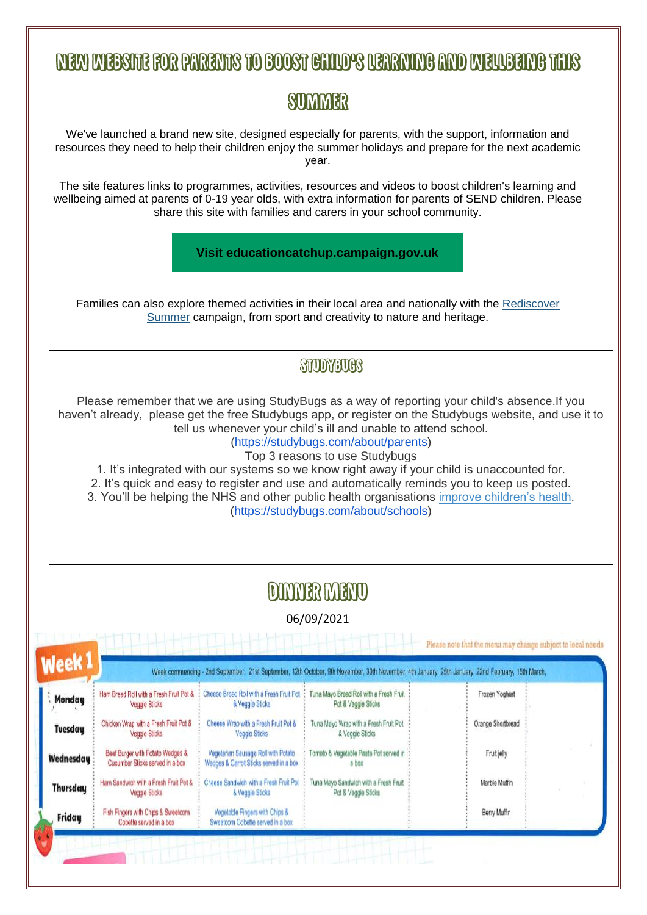# New Website for Parents to Boost Child's Learning and Wellbeing This Summer

We've launched a brand new site, designed especially for parents, with the support, information and resources they need to help their children enjoy the summer holidays and prepare for the next academic year.

The site features links to programmes, activities, resources and videos to boost children's learning and wellbeing aimed at parents of 0-19 year olds, with extra information for parents of SEND children. Please share this site with families and carers in your school community.

**Visit educationcatchup.campaign.gov.uk**

Families can also explore themed activities in their local area and nationally with the Rediscover Summer campaign, from sport and creativity to nature and heritage.

## StudyBugs

Please remember that we are using StudyBugs as a way of reporting your child's absence.If you haven't already, please get the free Studybugs app, or register on the Studybugs website, and use it to tell us whenever your child's ill and unable to attend school.

(https://studybugs.com/about/parents)

Top 3 reasons to use Studybugs

1. It's integrated with our systems so we know right away if your child is unaccounted for.
2. It's quick and easy to register and use and automatically reminds you to keep us posted.
3. You'll be helping the NHS and other public health organisations improve children's health.

(https://studybugs.com/about/schools)

## Dinner Menu

06/09/2021

Please note that the menu may change subject to local needs

**Week 1**

Week commencing - 2nd September, 21st September, 12th October, 9th November, 30th November, 4th January, 25th January, 22nd February, 15th March,

| | | | | | |
|---|---|---|---|---|---|
| Monday | Ham Bread Roll with a Fresh Fruit Pot & Veggie Sticks | Cheese Bread Roll with a Fresh Fruit Pot & Veggie Sticks | Tuna Mayo Bread Roll with a Fresh Fruit Pot & Veggie Sticks | | Frozen Yoghurt |
| Tuesday | Chicken Wrap with a Fresh Fruit Pot & Veggie Sticks | Cheese Wrap with a Fresh Fruit Pot & Veggie Sticks | Tuna Mayo Wrap with a Fresh Fruit Pot & Veggie Sticks | | Orange Shortbread |
| Wednesday | Beef Burger with Potato Wedges & Cucumber Sticks served in a box | Vegetarian Sausage Roll with Potato Wedges & Carrot Sticks served in a box | Tomato & Vegetable Pasta Pot served in a box | | Fruit jelly |
| Thursday | Ham Sandwich with a Fresh Fruit Pot & Veggie Sticks | Cheese Sandwich with a Fresh Fruit Pot & Veggie Sticks | Tuna Mayo Sandwich with a Fresh Fruit Pot & Veggie Sticks | | Marble Muffin |
| Friday | Fish Fingers with Chips & Sweetcorn Cobette served in a box | Vegetable Fingers with Chips & Sweetcorn Cobette served in a box | | | Berry Muffin |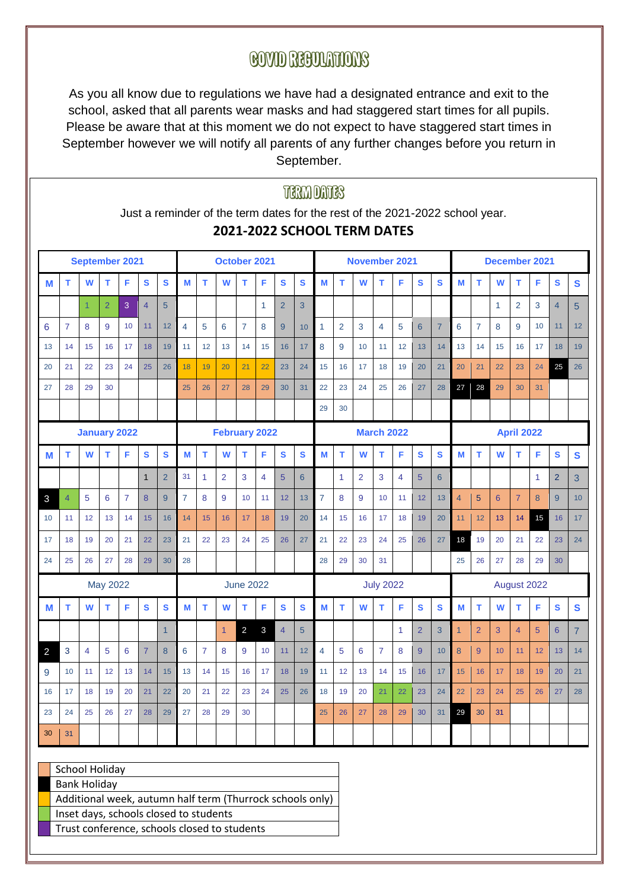# COVID REGULATIONS

As you all know due to regulations we have had a designated entrance and exit to the school, asked that all parents wear masks and had staggered start times for all pupils. Please be aware that at this moment we do not expect to have staggered start times in September however we will notify all parents of any further changes before you return in September.

## TERM DATES

Just a reminder of the term dates for the rest of the 2021-2022 school year.

**2021-2022 SCHOOL TERM DATES**

**September 2021**

| M | T | W | T | F | S | S |
|---|---|---|---|---|---|---|
| | | 1 | 2 | 3 | 4 | 5 |
| 6 | 7 | 8 | 9 | 10 | 11 | 12 |
| 13 | 14 | 15 | 16 | 17 | 18 | 19 |
| 20 | 21 | 22 | 23 | 24 | 25 | 26 |
| 27 | 28 | 29 | 30 | | | |

**October 2021**

| M | T | W | T | F | S | S |
|---|---|---|---|---|---|---|
| | | | | 1 | 2 | 3 |
| 4 | 5 | 6 | 7 | 8 | 9 | 10 |
| 11 | 12 | 13 | 14 | 15 | 16 | 17 |
| 18 | 19 | 20 | 21 | 22 | 23 | 24 |
| 25 | 26 | 27 | 28 | 29 | 30 | 31 |

**November 2021**

| M | T | W | T | F | S | S |
|---|---|---|---|---|---|---|
| 1 | 2 | 3 | 4 | 5 | 6 | 7 |
| 8 | 9 | 10 | 11 | 12 | 13 | 14 |
| 15 | 16 | 17 | 18 | 19 | 20 | 21 |
| 22 | 23 | 24 | 25 | 26 | 27 | 28 |
| 29 | 30 | | | | | |

**December 2021**

| M | T | W | T | F | S | S |
|---|---|---|---|---|---|---|
| | | 1 | 2 | 3 | 4 | 5 |
| 6 | 7 | 8 | 9 | 10 | 11 | 12 |
| 13 | 14 | 15 | 16 | 17 | 18 | 19 |
| 20 | 21 | 22 | 23 | 24 | 25 | 26 |
| 27 | 28 | 29 | 30 | 31 | | |

**January 2022**

| M | T | W | T | F | S | S |
|---|---|---|---|---|---|---|
| | | | | | 1 | 2 |
| 3 | 4 | 5 | 6 | 7 | 8 | 9 |
| 10 | 11 | 12 | 13 | 14 | 15 | 16 |
| 17 | 18 | 19 | 20 | 21 | 22 | 23 |
| 24 | 25 | 26 | 27 | 28 | 29 | 30 |

**February 2022**

| M | T | W | T | F | S | S |
|---|---|---|---|---|---|---|
| 31 | 1 | 2 | 3 | 4 | 5 | 6 |
| 7 | 8 | 9 | 10 | 11 | 12 | 13 |
| 14 | 15 | 16 | 17 | 18 | 19 | 20 |
| 21 | 22 | 23 | 24 | 25 | 26 | 27 |
| 28 | | | | | | |

**March 2022**

| M | T | W | T | F | S | S |
|---|---|---|---|---|---|---|
| | 1 | 2 | 3 | 4 | 5 | 6 |
| 7 | 8 | 9 | 10 | 11 | 12 | 13 |
| 14 | 15 | 16 | 17 | 18 | 19 | 20 |
| 21 | 22 | 23 | 24 | 25 | 26 | 27 |
| 28 | 29 | 30 | 31 | | | |

**April 2022**

| M | T | W | T | F | S | S |
|---|---|---|---|---|---|---|
| | | | | 1 | 2 | 3 |
| 4 | 5 | 6 | 7 | 8 | 9 | 10 |
| 11 | 12 | 13 | 14 | 15 | 16 | 17 |
| 18 | 19 | 20 | 21 | 22 | 23 | 24 |
| 25 | 26 | 27 | 28 | 29 | 30 | |

**May 2022**

| M | T | W | T | F | S | S |
|---|---|---|---|---|---|---|
| | | | | | | 1 |
| 2 | 3 | 4 | 5 | 6 | 7 | 8 |
| 9 | 10 | 11 | 12 | 13 | 14 | 15 |
| 16 | 17 | 18 | 19 | 20 | 21 | 22 |
| 23 | 24 | 25 | 26 | 27 | 28 | 29 |
| 30 | 31 | | | | | |

**June 2022**

| M | T | W | T | F | S | S |
|---|---|---|---|---|---|---|
| | | 1 | 2 | 3 | 4 | 5 |
| 6 | 7 | 8 | 9 | 10 | 11 | 12 |
| 13 | 14 | 15 | 16 | 17 | 18 | 19 |
| 20 | 21 | 22 | 23 | 24 | 25 | 26 |
| 27 | 28 | 29 | 30 | | | |

**July 2022**

| M | T | W | T | F | S | S |
|---|---|---|---|---|---|---|
| | | | | 1 | 2 | 3 |
| 4 | 5 | 6 | 7 | 8 | 9 | 10 |
| 11 | 12 | 13 | 14 | 15 | 16 | 17 |
| 18 | 19 | 20 | 21 | 22 | 23 | 24 |
| 25 | 26 | 27 | 28 | 29 | 30 | 31 |

**August 2022**

| M | T | W | T | F | S | S |
|---|---|---|---|---|---|---|
| 1 | 2 | 3 | 4 | 5 | 6 | 7 |
| 8 | 9 | 10 | 11 | 12 | 13 | 14 |
| 15 | 16 | 17 | 18 | 19 | 20 | 21 |
| 22 | 23 | 24 | 25 | 26 | 27 | 28 |
| 29 | 30 | 31 | | | | |

| Key |
|---|
| School Holiday |
| Bank Holiday |
| Additional week, autumn half term (Thurrock schools only) |
| Inset days, schools closed to students |
| Trust conference, schools closed to students |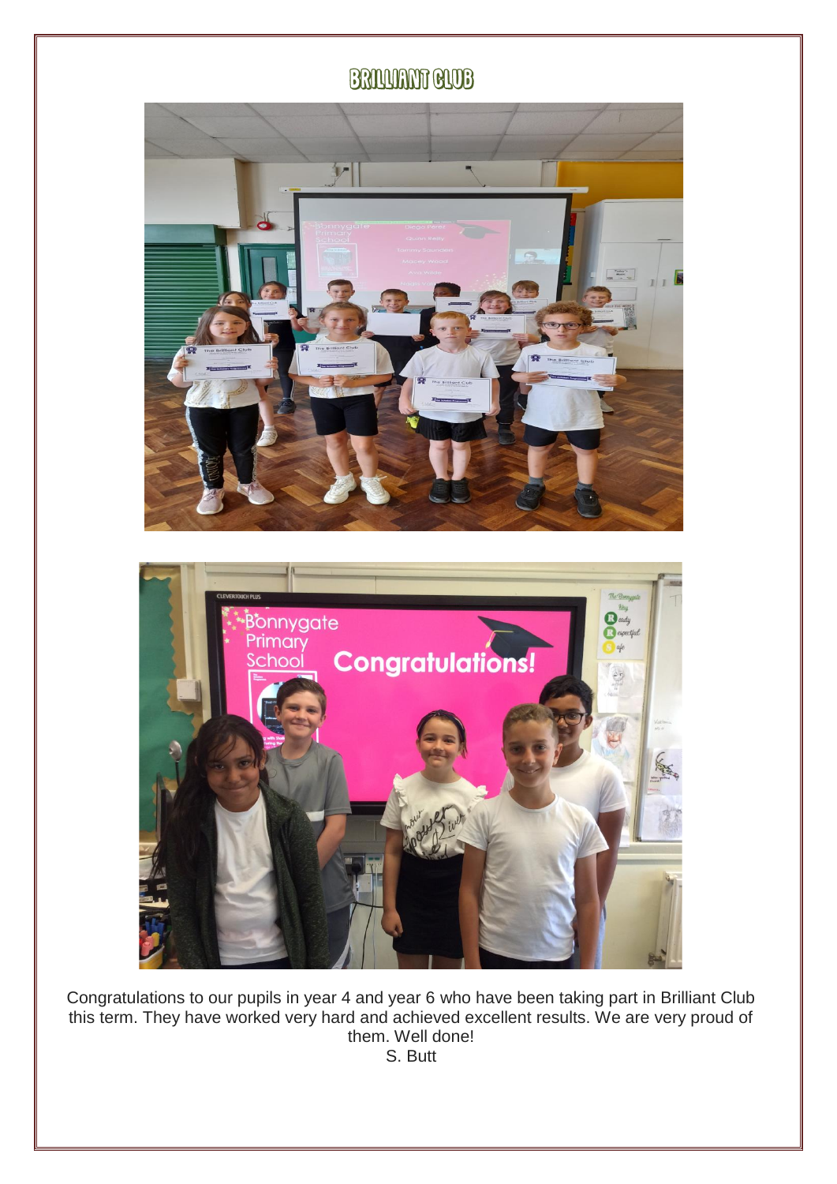# BRILLIANT CLUB

Congratulations to our pupils in year 4 and year 6 who have been taking part in Brilliant Club this term. They have worked very hard and achieved excellent results. We are very proud of them. Well done!

S. Butt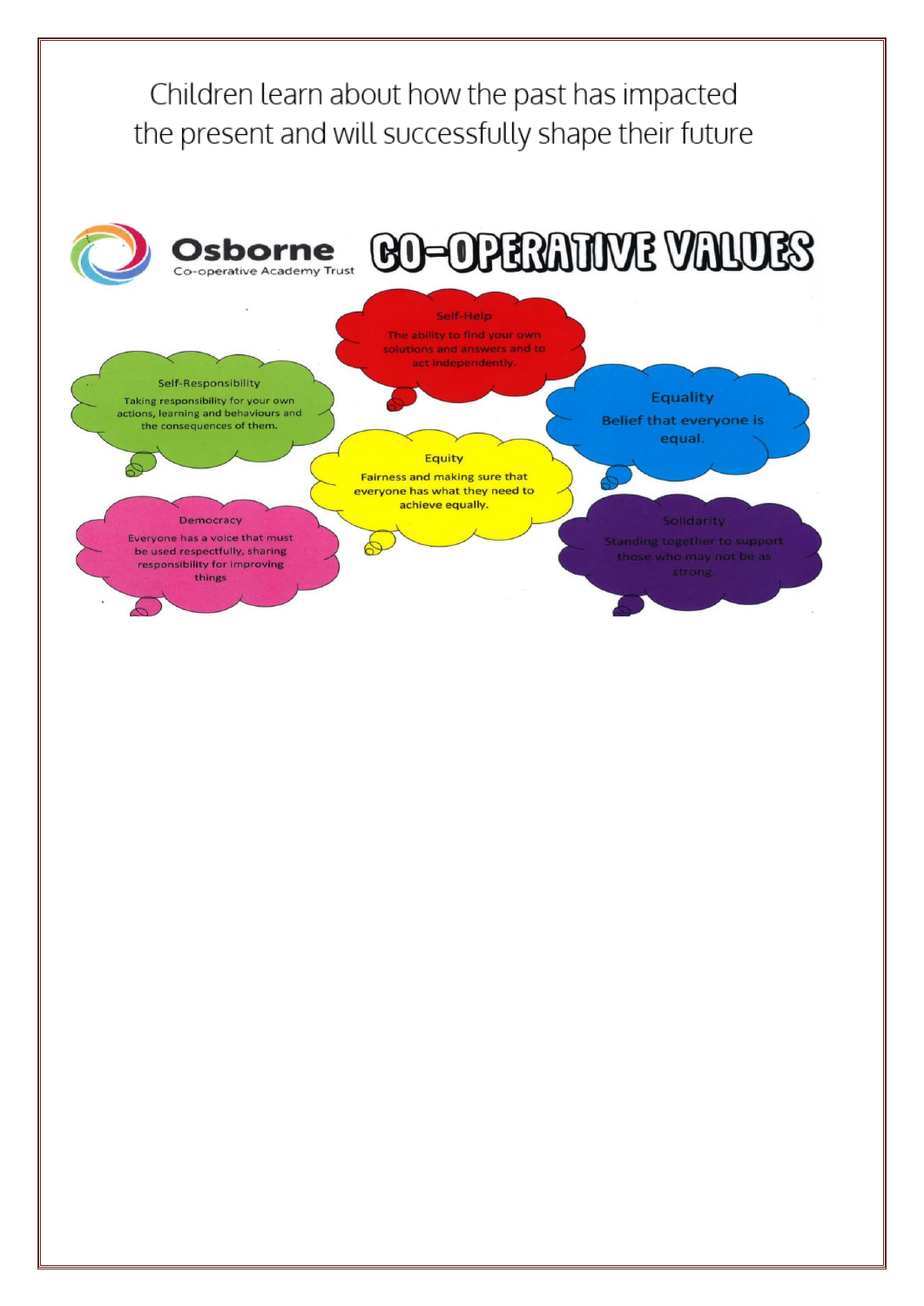Children learn about how the past has impacted the present and will successfully shape their future

Osborne
Co-operative Academy Trust

# CO-OPERATIVE VALUES

**Self-Help**
The ability to find your own solutions and answers and to act independently.

**Self-Responsibility**
Taking responsibility for your own actions, learning and behaviours and the consequences of them.

**Equality**
Belief that everyone is equal.

**Equity**
Fairness and making sure that everyone has what they need to achieve equally.

**Democracy**
Everyone has a voice that must be used respectfully, sharing responsibility for improving things

**Solidarity**
Standing together to support those who may not be as strong.